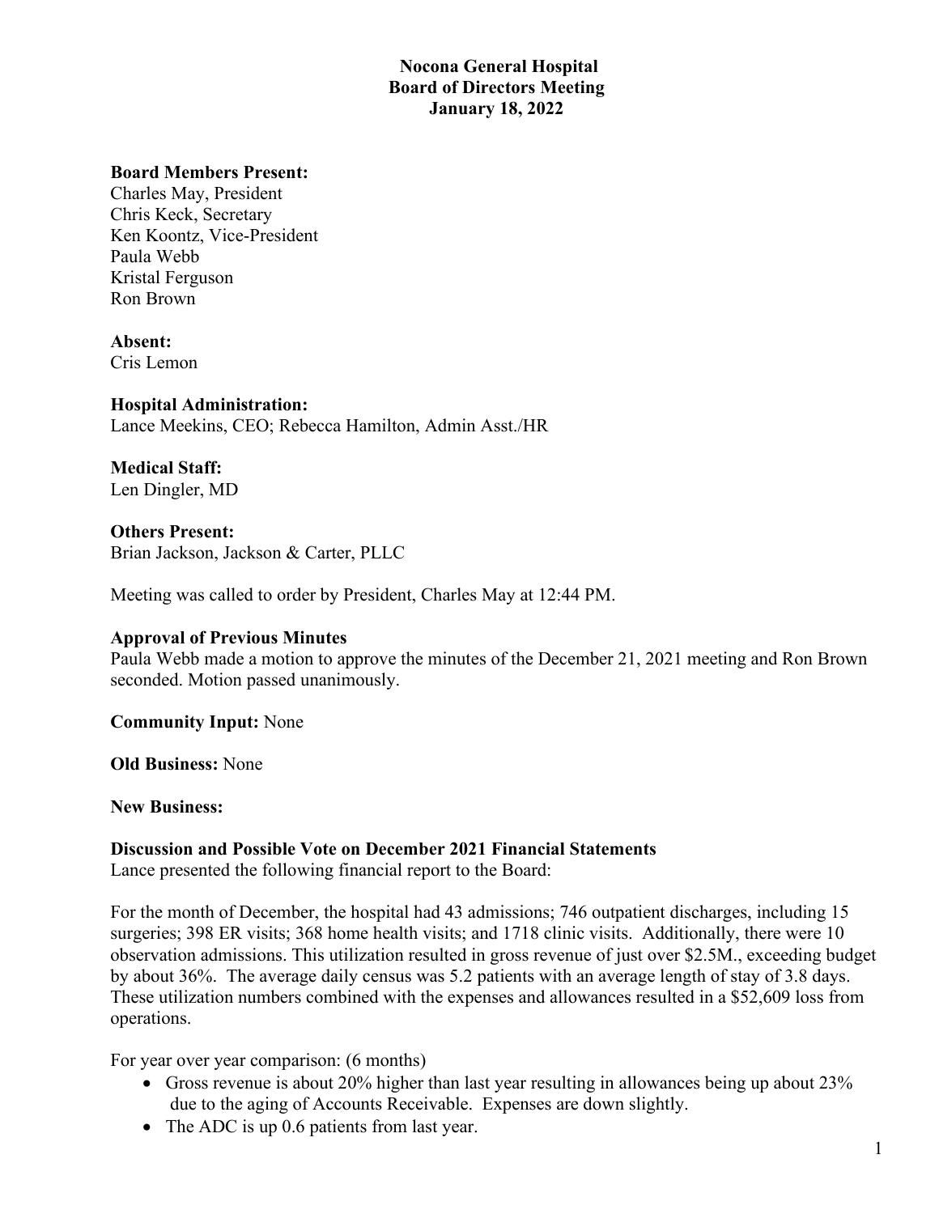# Nocona General Hospital
## Board of Directors Meeting
### January 18, 2022

**Board Members Present:**
Charles May, President
Chris Keck, Secretary
Ken Koontz, Vice-President
Paula Webb
Kristal Ferguson
Ron Brown

**Absent:**
Cris Lemon

**Hospital Administration:**
Lance Meekins, CEO; Rebecca Hamilton, Admin Asst./HR

**Medical Staff:**
Len Dingler, MD

**Others Present:**
Brian Jackson, Jackson & Carter, PLLC

Meeting was called to order by President, Charles May at 12:44 PM.

**Approval of Previous Minutes**
Paula Webb made a motion to approve the minutes of the December 21, 2021 meeting and Ron Brown seconded. Motion passed unanimously.

**Community Input:** None

**Old Business:** None

**New Business:**

**Discussion and Possible Vote on December 2021 Financial Statements**
Lance presented the following financial report to the Board:

For the month of December, the hospital had 43 admissions; 746 outpatient discharges, including 15 surgeries; 398 ER visits; 368 home health visits; and 1718 clinic visits. Additionally, there were 10 observation admissions. This utilization resulted in gross revenue of just over $2.5M., exceeding budget by about 36%. The average daily census was 5.2 patients with an average length of stay of 3.8 days. These utilization numbers combined with the expenses and allowances resulted in a $52,609 loss from operations.

For year over year comparison: (6 months)

- Gross revenue is about 20% higher than last year resulting in allowances being up about 23% due to the aging of Accounts Receivable. Expenses are down slightly.
- The ADC is up 0.6 patients from last year.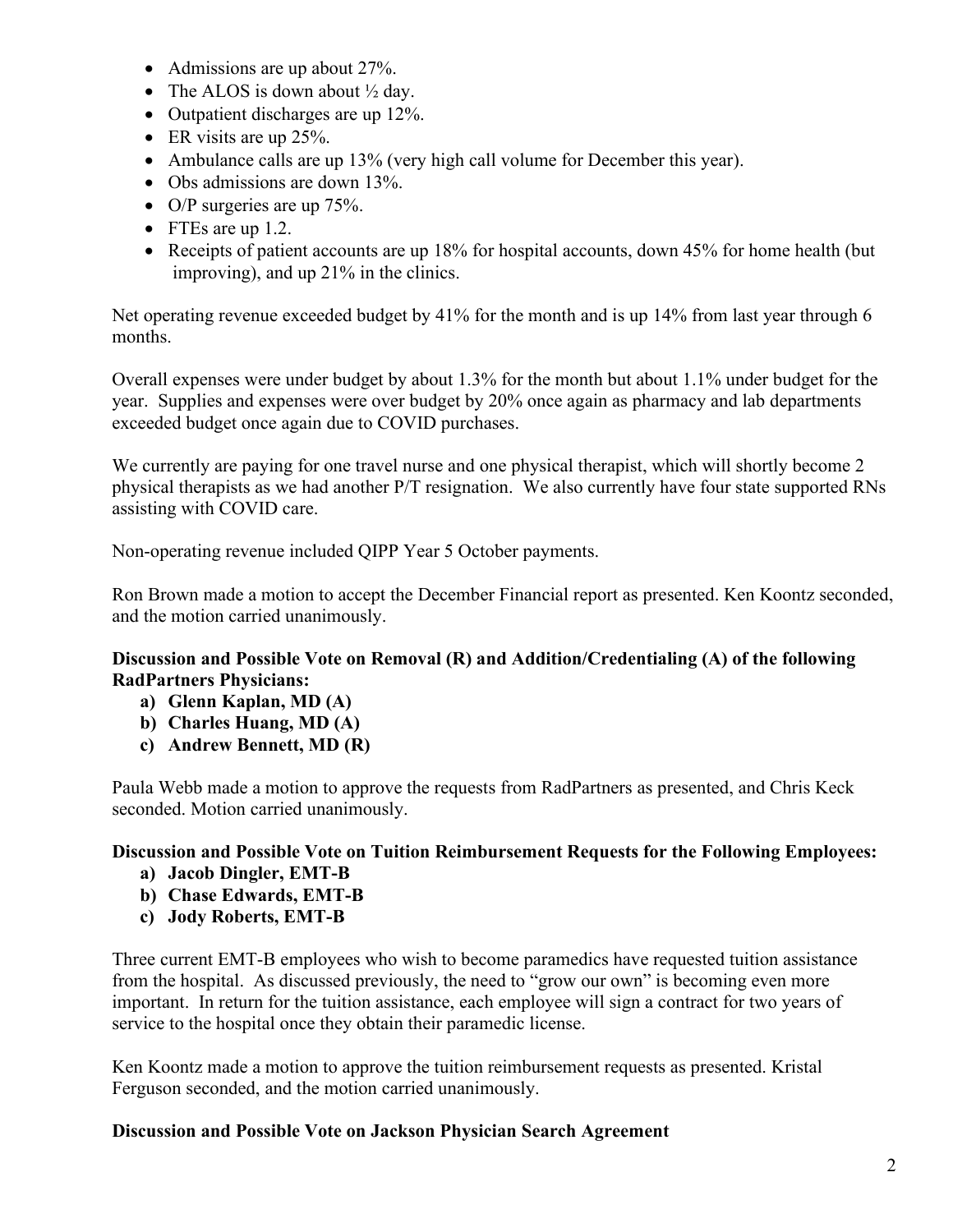- Admissions are up about 27%.
- The ALOS is down about ½ day.
- Outpatient discharges are up 12%.
- ER visits are up 25%.
- Ambulance calls are up 13% (very high call volume for December this year).
- Obs admissions are down 13%.
- O/P surgeries are up 75%.
- FTEs are up 1.2.
- Receipts of patient accounts are up 18% for hospital accounts, down 45% for home health (but improving), and up 21% in the clinics.

Net operating revenue exceeded budget by 41% for the month and is up 14% from last year through 6 months.

Overall expenses were under budget by about 1.3% for the month but about 1.1% under budget for the year. Supplies and expenses were over budget by 20% once again as pharmacy and lab departments exceeded budget once again due to COVID purchases.

We currently are paying for one travel nurse and one physical therapist, which will shortly become 2 physical therapists as we had another P/T resignation. We also currently have four state supported RNs assisting with COVID care.

Non-operating revenue included QIPP Year 5 October payments.

Ron Brown made a motion to accept the December Financial report as presented. Ken Koontz seconded, and the motion carried unanimously.

**Discussion and Possible Vote on Removal (R) and Addition/Credentialing (A) of the following RadPartners Physicians:**

**a) Glenn Kaplan, MD (A)**
**b) Charles Huang, MD (A)**
**c) Andrew Bennett, MD (R)**

Paula Webb made a motion to approve the requests from RadPartners as presented, and Chris Keck seconded. Motion carried unanimously.

**Discussion and Possible Vote on Tuition Reimbursement Requests for the Following Employees:**

**a) Jacob Dingler, EMT-B**
**b) Chase Edwards, EMT-B**
**c) Jody Roberts, EMT-B**

Three current EMT-B employees who wish to become paramedics have requested tuition assistance from the hospital. As discussed previously, the need to "grow our own" is becoming even more important. In return for the tuition assistance, each employee will sign a contract for two years of service to the hospital once they obtain their paramedic license.

Ken Koontz made a motion to approve the tuition reimbursement requests as presented. Kristal Ferguson seconded, and the motion carried unanimously.

**Discussion and Possible Vote on Jackson Physician Search Agreement**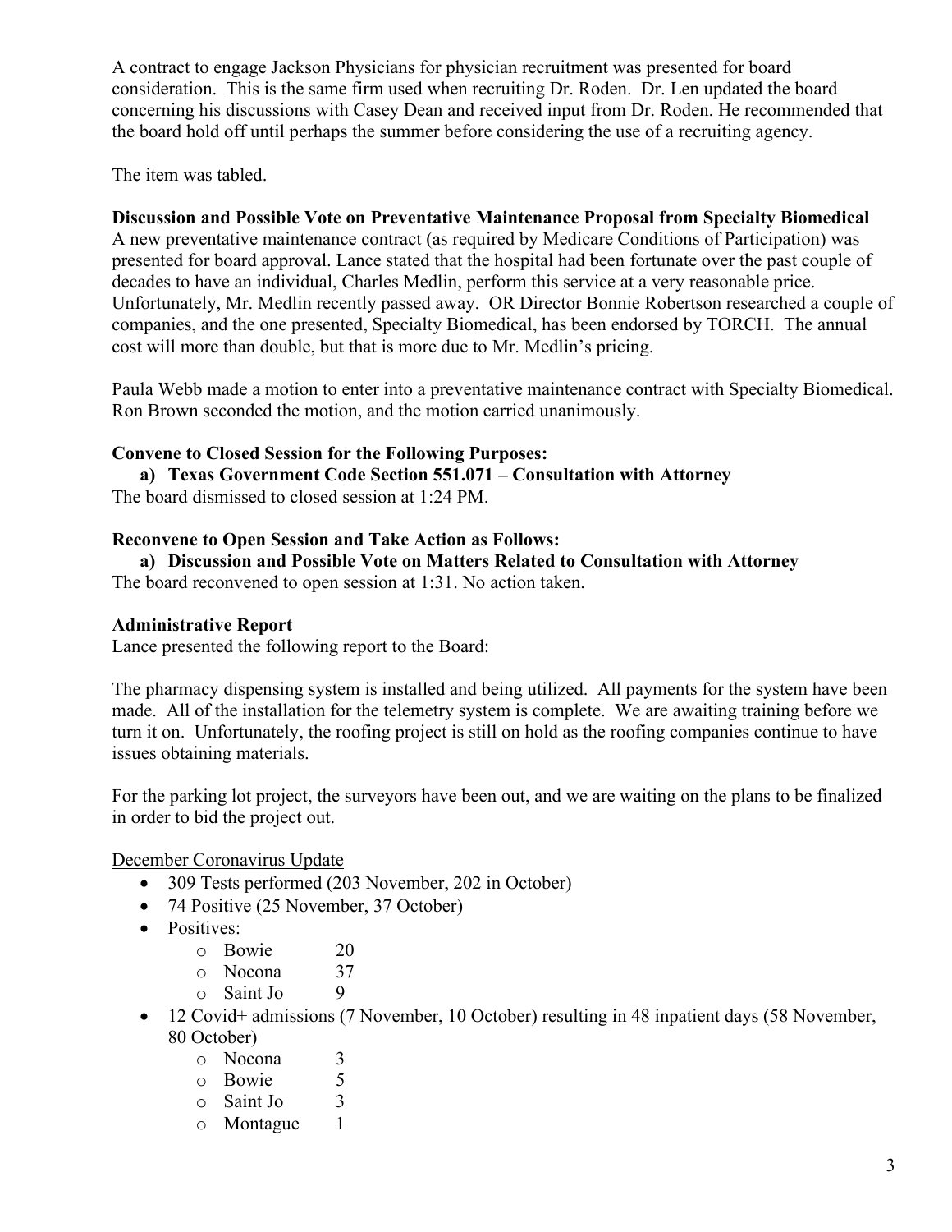A contract to engage Jackson Physicians for physician recruitment was presented for board consideration. This is the same firm used when recruiting Dr. Roden. Dr. Len updated the board concerning his discussions with Casey Dean and received input from Dr. Roden. He recommended that the board hold off until perhaps the summer before considering the use of a recruiting agency.

The item was tabled.

**Discussion and Possible Vote on Preventative Maintenance Proposal from Specialty Biomedical**
A new preventative maintenance contract (as required by Medicare Conditions of Participation) was presented for board approval. Lance stated that the hospital had been fortunate over the past couple of decades to have an individual, Charles Medlin, perform this service at a very reasonable price. Unfortunately, Mr. Medlin recently passed away. OR Director Bonnie Robertson researched a couple of companies, and the one presented, Specialty Biomedical, has been endorsed by TORCH. The annual cost will more than double, but that is more due to Mr. Medlin's pricing.

Paula Webb made a motion to enter into a preventative maintenance contract with Specialty Biomedical. Ron Brown seconded the motion, and the motion carried unanimously.

**Convene to Closed Session for the Following Purposes:**

**a) Texas Government Code Section 551.071 – Consultation with Attorney**

The board dismissed to closed session at 1:24 PM.

**Reconvene to Open Session and Take Action as Follows:**

**a) Discussion and Possible Vote on Matters Related to Consultation with Attorney**

The board reconvened to open session at 1:31. No action taken.

**Administrative Report**
Lance presented the following report to the Board:

The pharmacy dispensing system is installed and being utilized. All payments for the system have been made. All of the installation for the telemetry system is complete. We are awaiting training before we turn it on. Unfortunately, the roofing project is still on hold as the roofing companies continue to have issues obtaining materials.

For the parking lot project, the surveyors have been out, and we are waiting on the plans to be finalized in order to bid the project out.

December Coronavirus Update

- 309 Tests performed (203 November, 202 in October)
- 74 Positive (25 November, 37 October)
- Positives:
  - Bowie 20
  - Nocona 37
  - Saint Jo 9
- 12 Covid+ admissions (7 November, 10 October) resulting in 48 inpatient days (58 November, 80 October)
  - Nocona 3
  - Bowie 5
  - Saint Jo 3
  - Montague 1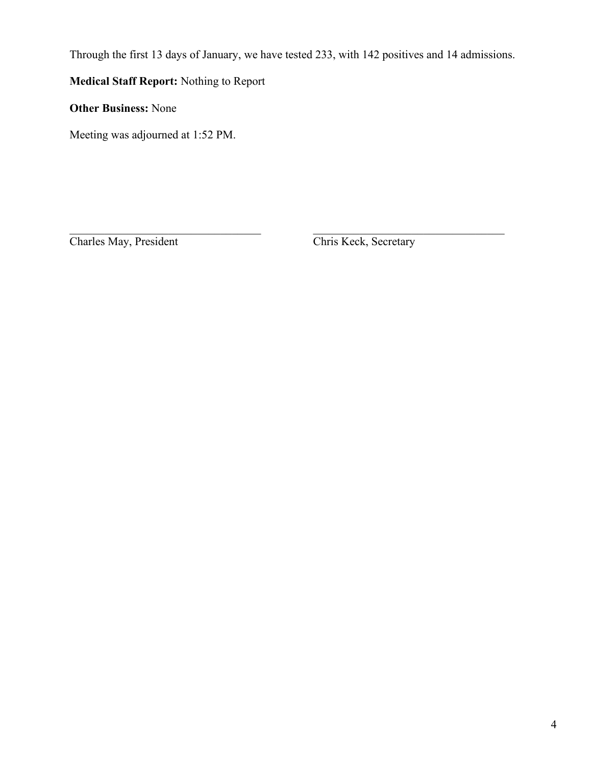Through the first 13 days of January, we have tested 233, with 142 positives and 14 admissions.

**Medical Staff Report:** Nothing to Report

**Other Business:** None

Meeting was adjourned at 1:52 PM.

\_\_\_\_\_\_\_\_\_\_\_\_\_\_\_\_\_\_\_\_\_\_\_\_\_\_\_\_\_\_\_\_ \_\_\_\_\_\_\_\_\_\_\_\_\_\_\_\_\_\_\_\_\_\_\_\_\_\_\_\_\_\_\_\_

Charles May, President Chris Keck, Secretary